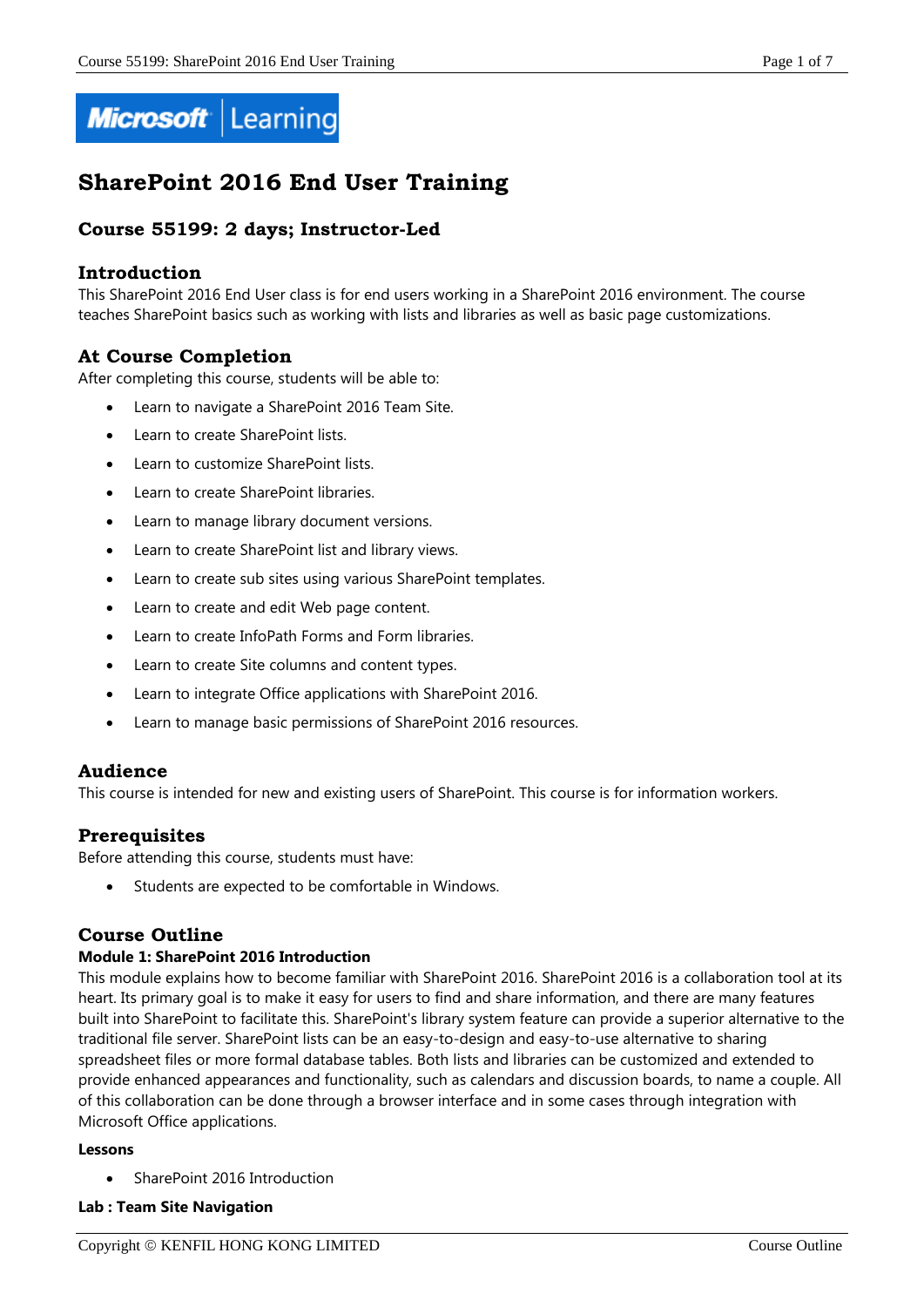# SharePoint 2016 End User Training

## Course 55199: 2 days; Instructor-Led

### Introduction

This SharePoint 2016 End User class is for end users working in a SharePoint 2016 environment. The course teaches SharePoint basics such as working with lists and libraries as well as basic page customizations.

### At Course Completion

After completing this course, students will be able to:

- Learn to navigate a SharePoint 2016 Team Site.
- Learn to create SharePoint lists.
- Learn to customize SharePoint lists.
- Learn to create SharePoint libraries.
- Learn to manage library document versions.
- Learn to create SharePoint list and library views.
- Learn to create sub sites using various SharePoint templates.
- Learn to create and edit Web page content.
- Learn to create InfoPath Forms and Form libraries.
- Learn to create Site columns and content types.
- Learn to integrate Office applications with SharePoint 2016.
- Learn to manage basic permissions of SharePoint 2016 resources.

### Audience

This course is intended for new and existing users of SharePoint. This course is for information workers.

### Prerequisites

Before attending this course, students must have:

- Students are expected to be comfortable in Windows.

### Course Outline

**Module 1: SharePoint 2016 Introduction**

This module explains how to become familiar with SharePoint 2016. SharePoint 2016 is a collaboration tool at its heart. Its primary goal is to make it easy for users to find and share information, and there are many features built into SharePoint to facilitate this. SharePoint's library system feature can provide a superior alternative to the traditional file server. SharePoint lists can be an easy-to-design and easy-to-use alternative to sharing spreadsheet files or more formal database tables. Both lists and libraries can be customized and extended to provide enhanced appearances and functionality, such as calendars and discussion boards, to name a couple. All of this collaboration can be done through a browser interface and in some cases through integration with Microsoft Office applications.

**Lessons**

- SharePoint 2016 Introduction

**Lab : Team Site Navigation**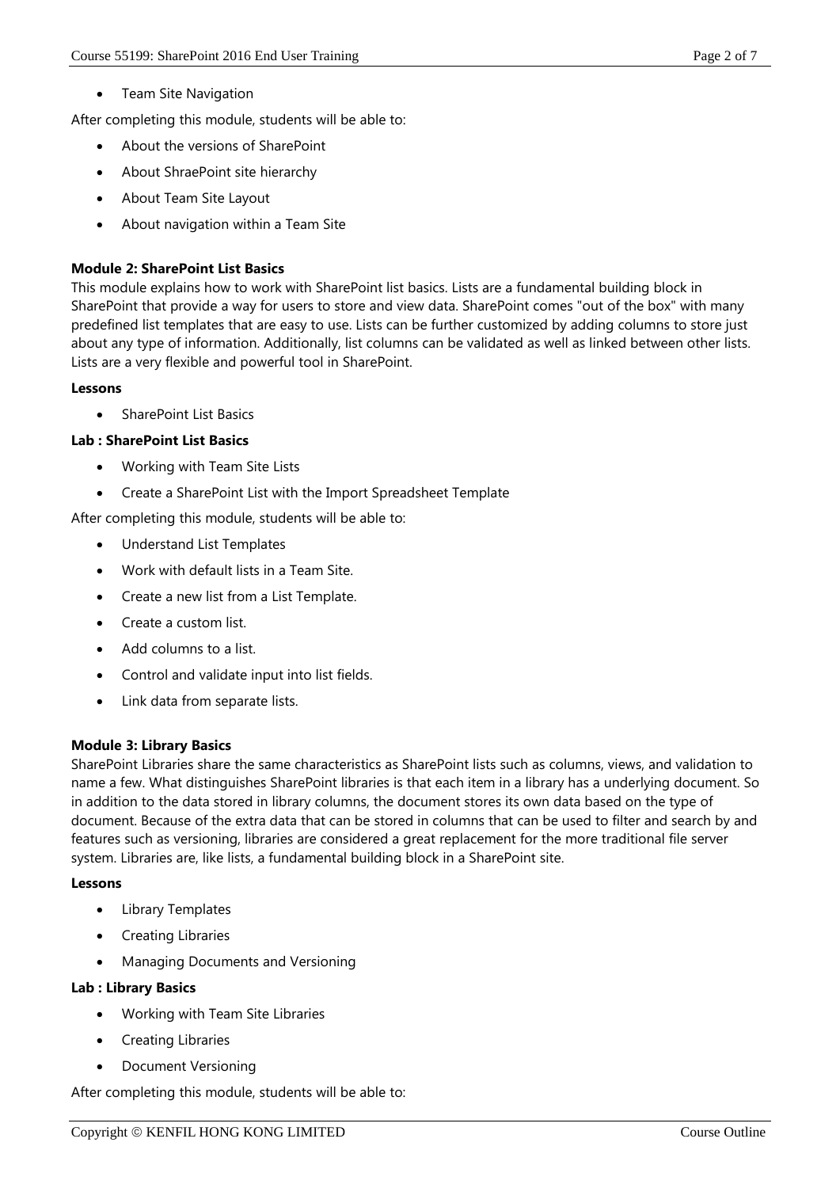- Team Site Navigation

After completing this module, students will be able to:

- About the versions of SharePoint
- About ShraePoint site hierarchy
- About Team Site Layout
- About navigation within a Team Site

**Module 2: SharePoint List Basics**

This module explains how to work with SharePoint list basics. Lists are a fundamental building block in SharePoint that provide a way for users to store and view data. SharePoint comes "out of the box" with many predefined list templates that are easy to use. Lists can be further customized by adding columns to store just about any type of information. Additionally, list columns can be validated as well as linked between other lists. Lists are a very flexible and powerful tool in SharePoint.

**Lessons**

- SharePoint List Basics

**Lab : SharePoint List Basics**

- Working with Team Site Lists
- Create a SharePoint List with the Import Spreadsheet Template

After completing this module, students will be able to:

- Understand List Templates
- Work with default lists in a Team Site.
- Create a new list from a List Template.
- Create a custom list.
- Add columns to a list.
- Control and validate input into list fields.
- Link data from separate lists.

**Module 3: Library Basics**

SharePoint Libraries share the same characteristics as SharePoint lists such as columns, views, and validation to name a few. What distinguishes SharePoint libraries is that each item in a library has a underlying document. So in addition to the data stored in library columns, the document stores its own data based on the type of document. Because of the extra data that can be stored in columns that can be used to filter and search by and features such as versioning, libraries are considered a great replacement for the more traditional file server system. Libraries are, like lists, a fundamental building block in a SharePoint site.

**Lessons**

- Library Templates
- Creating Libraries
- Managing Documents and Versioning

**Lab : Library Basics**

- Working with Team Site Libraries
- Creating Libraries
- Document Versioning

After completing this module, students will be able to: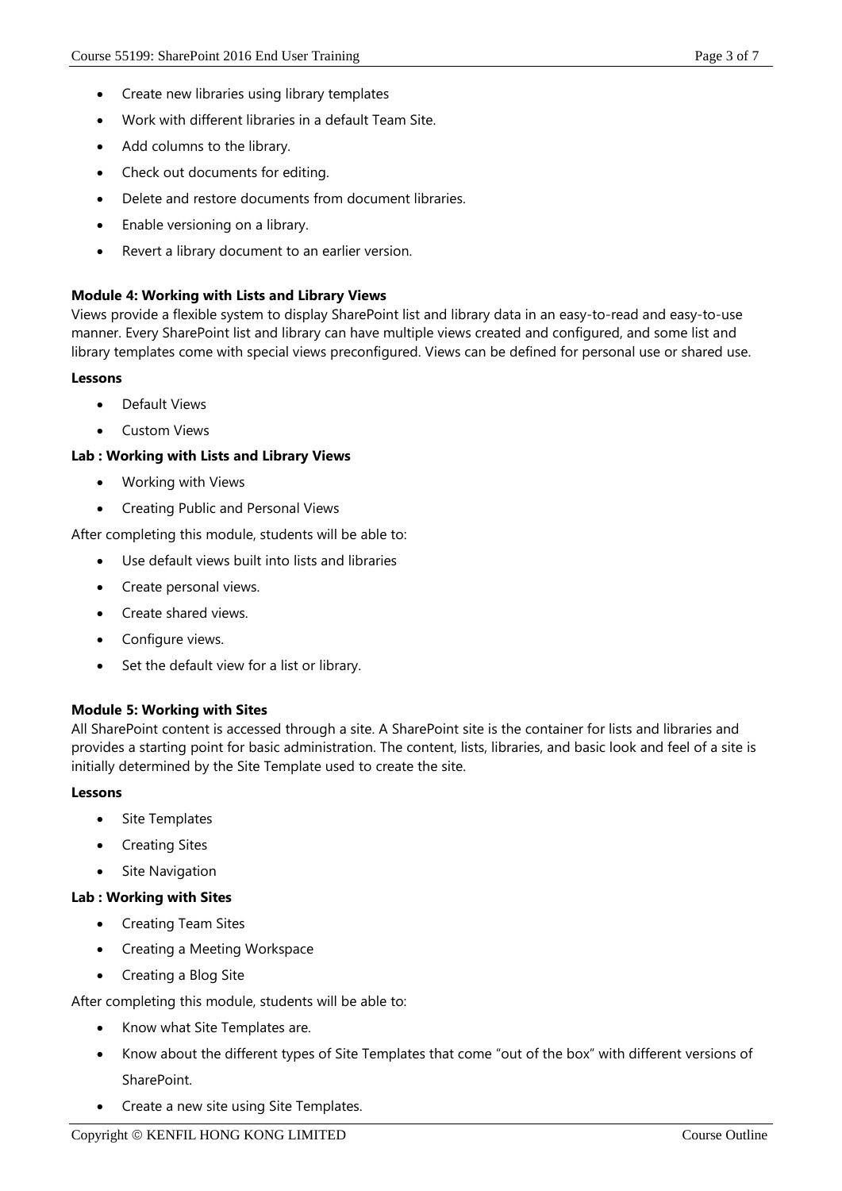- Create new libraries using library templates
- Work with different libraries in a default Team Site.
- Add columns to the library.
- Check out documents for editing.
- Delete and restore documents from document libraries.
- Enable versioning on a library.
- Revert a library document to an earlier version.

**Module 4: Working with Lists and Library Views**

Views provide a flexible system to display SharePoint list and library data in an easy-to-read and easy-to-use manner. Every SharePoint list and library can have multiple views created and configured, and some list and library templates come with special views preconfigured. Views can be defined for personal use or shared use.

**Lessons**

- Default Views
- Custom Views

**Lab : Working with Lists and Library Views**

- Working with Views
- Creating Public and Personal Views

After completing this module, students will be able to:

- Use default views built into lists and libraries
- Create personal views.
- Create shared views.
- Configure views.
- Set the default view for a list or library.

**Module 5: Working with Sites**

All SharePoint content is accessed through a site. A SharePoint site is the container for lists and libraries and provides a starting point for basic administration. The content, lists, libraries, and basic look and feel of a site is initially determined by the Site Template used to create the site.

**Lessons**

- Site Templates
- Creating Sites
- Site Navigation

**Lab : Working with Sites**

- Creating Team Sites
- Creating a Meeting Workspace
- Creating a Blog Site

After completing this module, students will be able to:

- Know what Site Templates are.
- Know about the different types of Site Templates that come "out of the box" with different versions of SharePoint.
- Create a new site using Site Templates.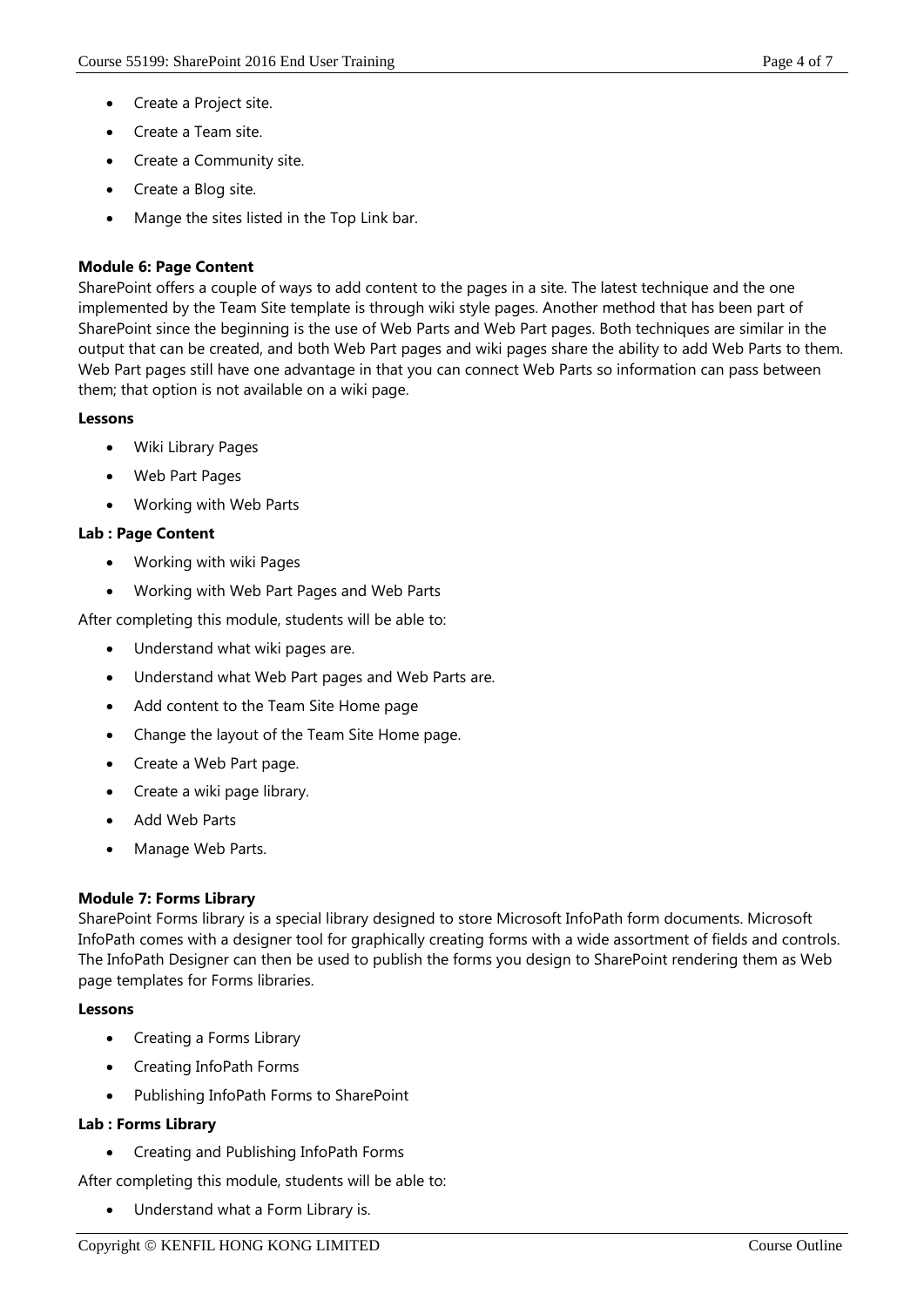- Create a Project site.
- Create a Team site.
- Create a Community site.
- Create a Blog site.
- Mange the sites listed in the Top Link bar.

**Module 6: Page Content**

SharePoint offers a couple of ways to add content to the pages in a site. The latest technique and the one implemented by the Team Site template is through wiki style pages. Another method that has been part of SharePoint since the beginning is the use of Web Parts and Web Part pages. Both techniques are similar in the output that can be created, and both Web Part pages and wiki pages share the ability to add Web Parts to them. Web Part pages still have one advantage in that you can connect Web Parts so information can pass between them; that option is not available on a wiki page.

**Lessons**

- Wiki Library Pages
- Web Part Pages
- Working with Web Parts

**Lab : Page Content**

- Working with wiki Pages
- Working with Web Part Pages and Web Parts

After completing this module, students will be able to:

- Understand what wiki pages are.
- Understand what Web Part pages and Web Parts are.
- Add content to the Team Site Home page
- Change the layout of the Team Site Home page.
- Create a Web Part page.
- Create a wiki page library.
- Add Web Parts
- Manage Web Parts.

**Module 7: Forms Library**

SharePoint Forms library is a special library designed to store Microsoft InfoPath form documents. Microsoft InfoPath comes with a designer tool for graphically creating forms with a wide assortment of fields and controls. The InfoPath Designer can then be used to publish the forms you design to SharePoint rendering them as Web page templates for Forms libraries.

**Lessons**

- Creating a Forms Library
- Creating InfoPath Forms
- Publishing InfoPath Forms to SharePoint

**Lab : Forms Library**

- Creating and Publishing InfoPath Forms

After completing this module, students will be able to:

- Understand what a Form Library is.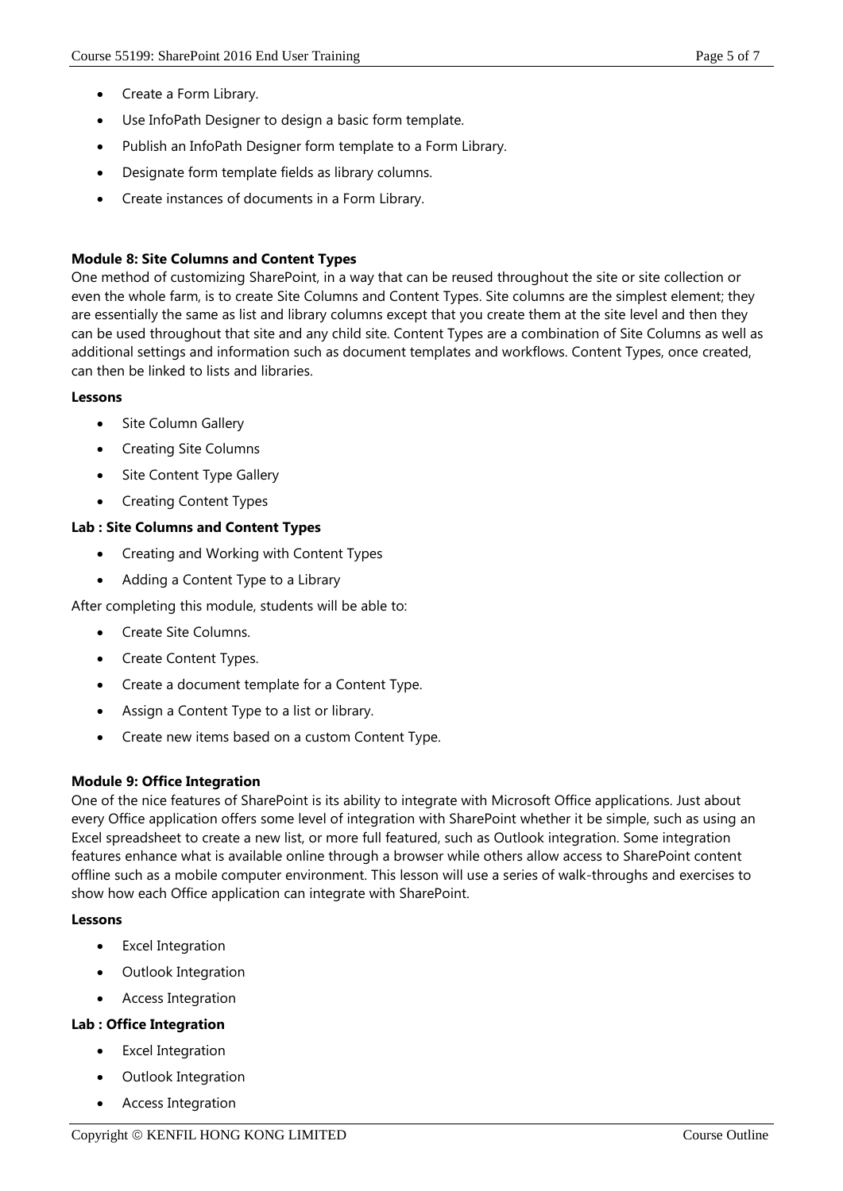- Create a Form Library.
- Use InfoPath Designer to design a basic form template.
- Publish an InfoPath Designer form template to a Form Library.
- Designate form template fields as library columns.
- Create instances of documents in a Form Library.

**Module 8: Site Columns and Content Types**

One method of customizing SharePoint, in a way that can be reused throughout the site or site collection or even the whole farm, is to create Site Columns and Content Types. Site columns are the simplest element; they are essentially the same as list and library columns except that you create them at the site level and then they can be used throughout that site and any child site. Content Types are a combination of Site Columns as well as additional settings and information such as document templates and workflows. Content Types, once created, can then be linked to lists and libraries.

**Lessons**

- Site Column Gallery
- Creating Site Columns
- Site Content Type Gallery
- Creating Content Types

**Lab : Site Columns and Content Types**

- Creating and Working with Content Types
- Adding a Content Type to a Library

After completing this module, students will be able to:

- Create Site Columns.
- Create Content Types.
- Create a document template for a Content Type.
- Assign a Content Type to a list or library.
- Create new items based on a custom Content Type.

**Module 9: Office Integration**

One of the nice features of SharePoint is its ability to integrate with Microsoft Office applications. Just about every Office application offers some level of integration with SharePoint whether it be simple, such as using an Excel spreadsheet to create a new list, or more full featured, such as Outlook integration. Some integration features enhance what is available online through a browser while others allow access to SharePoint content offline such as a mobile computer environment. This lesson will use a series of walk-throughs and exercises to show how each Office application can integrate with SharePoint.

**Lessons**

- Excel Integration
- Outlook Integration
- Access Integration

**Lab : Office Integration**

- Excel Integration
- Outlook Integration
- Access Integration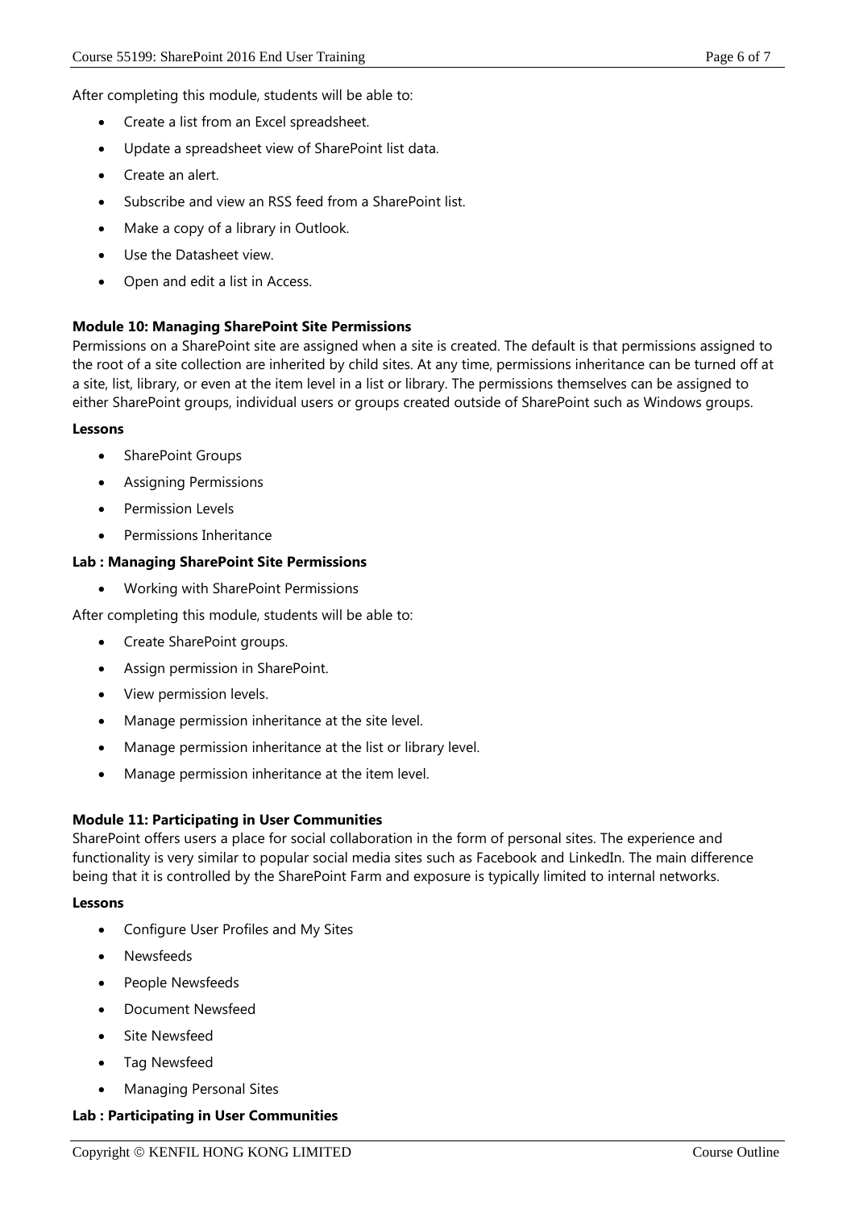After completing this module, students will be able to:

- Create a list from an Excel spreadsheet.
- Update a spreadsheet view of SharePoint list data.
- Create an alert.
- Subscribe and view an RSS feed from a SharePoint list.
- Make a copy of a library in Outlook.
- Use the Datasheet view.
- Open and edit a list in Access.

**Module 10: Managing SharePoint Site Permissions**

Permissions on a SharePoint site are assigned when a site is created. The default is that permissions assigned to the root of a site collection are inherited by child sites. At any time, permissions inheritance can be turned off at a site, list, library, or even at the item level in a list or library. The permissions themselves can be assigned to either SharePoint groups, individual users or groups created outside of SharePoint such as Windows groups.

**Lessons**

- SharePoint Groups
- Assigning Permissions
- Permission Levels
- Permissions Inheritance

**Lab : Managing SharePoint Site Permissions**

- Working with SharePoint Permissions

After completing this module, students will be able to:

- Create SharePoint groups.
- Assign permission in SharePoint.
- View permission levels.
- Manage permission inheritance at the site level.
- Manage permission inheritance at the list or library level.
- Manage permission inheritance at the item level.

**Module 11: Participating in User Communities**

SharePoint offers users a place for social collaboration in the form of personal sites. The experience and functionality is very similar to popular social media sites such as Facebook and LinkedIn. The main difference being that it is controlled by the SharePoint Farm and exposure is typically limited to internal networks.

**Lessons**

- Configure User Profiles and My Sites
- Newsfeeds
- People Newsfeeds
- Document Newsfeed
- Site Newsfeed
- Tag Newsfeed
- Managing Personal Sites

**Lab : Participating in User Communities**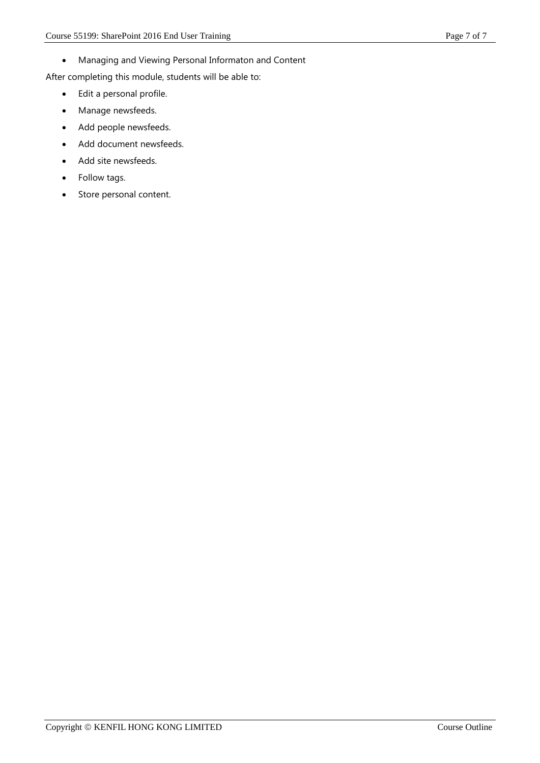- Managing and Viewing Personal Informaton and Content

After completing this module, students will be able to:

- Edit a personal profile.
- Manage newsfeeds.
- Add people newsfeeds.
- Add document newsfeeds.
- Add site newsfeeds.
- Follow tags.
- Store personal content.